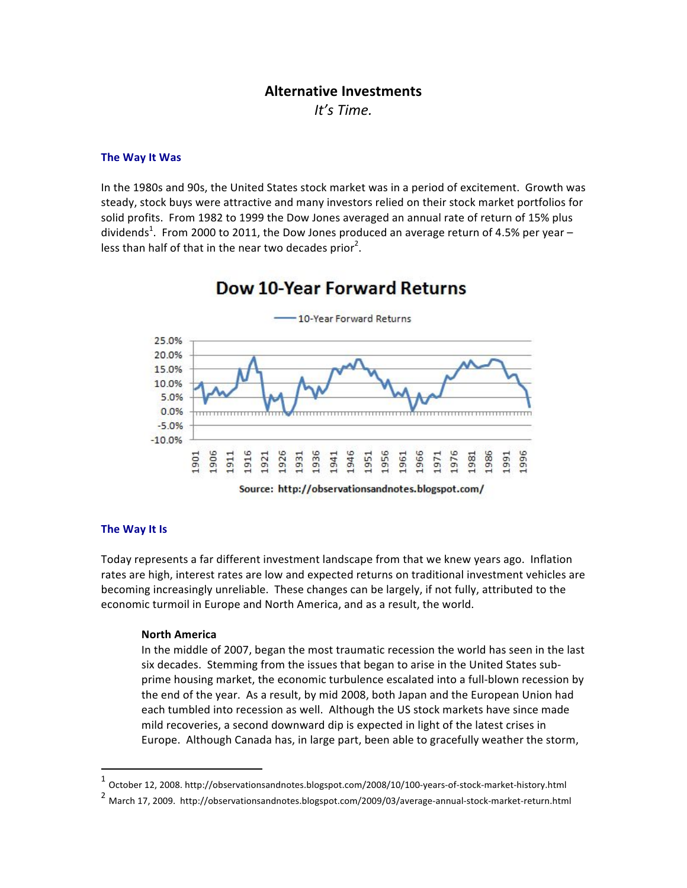# Alternative Investments

*It's Time.*

## The Way It Was

In the 1980s and 90s, the United States stock market was in a period of excitement. Growth was steady, stock buys were attractive and many investors relied on their stock market portfolios for solid profits. From 1982 to 1999 the Dow Jones averaged an annual rate of return of 15% plus dividends[1]. From 2000 to 2011, the Dow Jones produced an average return of 4.5% per year – less than half of that in the near two decades prior[2].

Dow 10-Year Forward Returns

10-Year Forward Returns

25.0%
20.0%
15.0%
10.0%
5.0%
0.0%
-5.0%
-10.0%

1901 1906 1911 1916 1921 1926 1931 1936 1941 1946 1951 1956 1961 1966 1971 1976 1981 1986 1991 1996

Source: http://observationsandnotes.blogspot.com/

## The Way It Is

Today represents a far different investment landscape from that we knew years ago. Inflation rates are high, interest rates are low and expected returns on traditional investment vehicles are becoming increasingly unreliable. These changes can be largely, if not fully, attributed to the economic turmoil in Europe and North America, and as a result, the world.

### North America

In the middle of 2007, began the most traumatic recession the world has seen in the last six decades. Stemming from the issues that began to arise in the United States sub-prime housing market, the economic turbulence escalated into a full-blown recession by the end of the year. As a result, by mid 2008, both Japan and the European Union had each tumbled into recession as well. Although the US stock markets have since made mild recoveries, a second downward dip is expected in light of the latest crises in Europe. Although Canada has, in large part, been able to gracefully weather the storm,

---

[1] October 12, 2008. http://observationsandnotes.blogspot.com/2008/10/100-years-of-stock-market-history.html

[2] March 17, 2009. http://observationsandnotes.blogspot.com/2009/03/average-annual-stock-market-return.html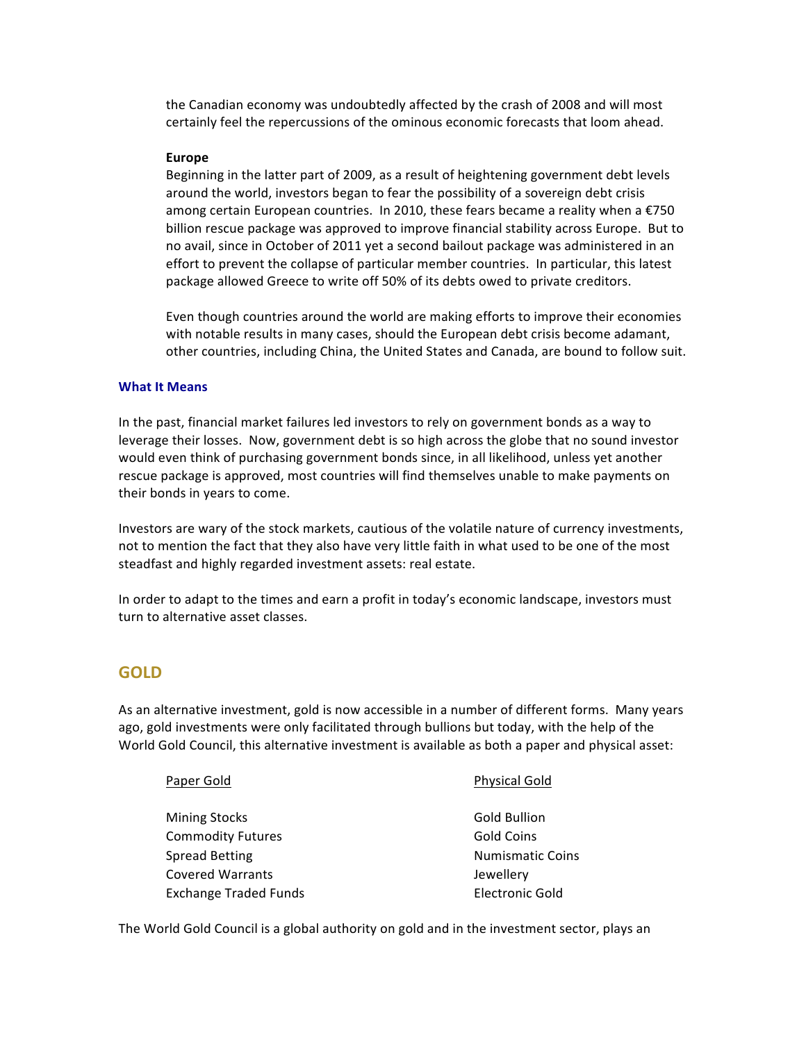the Canadian economy was undoubtedly affected by the crash of 2008 and will most certainly feel the repercussions of the ominous economic forecasts that loom ahead.

**Europe**

Beginning in the latter part of 2009, as a result of heightening government debt levels around the world, investors began to fear the possibility of a sovereign debt crisis among certain European countries. In 2010, these fears became a reality when a €750 billion rescue package was approved to improve financial stability across Europe. But to no avail, since in October of 2011 yet a second bailout package was administered in an effort to prevent the collapse of particular member countries. In particular, this latest package allowed Greece to write off 50% of its debts owed to private creditors.

Even though countries around the world are making efforts to improve their economies with notable results in many cases, should the European debt crisis become adamant, other countries, including China, the United States and Canada, are bound to follow suit.

### What It Means

In the past, financial market failures led investors to rely on government bonds as a way to leverage their losses. Now, government debt is so high across the globe that no sound investor would even think of purchasing government bonds since, in all likelihood, unless yet another rescue package is approved, most countries will find themselves unable to make payments on their bonds in years to come.

Investors are wary of the stock markets, cautious of the volatile nature of currency investments, not to mention the fact that they also have very little faith in what used to be one of the most steadfast and highly regarded investment assets: real estate.

In order to adapt to the times and earn a profit in today's economic landscape, investors must turn to alternative asset classes.

## GOLD

As an alternative investment, gold is now accessible in a number of different forms. Many years ago, gold investments were only facilitated through bullions but today, with the help of the World Gold Council, this alternative investment is available as both a paper and physical asset:

| Paper Gold | Physical Gold |
|---|---|
| Mining Stocks | Gold Bullion |
| Commodity Futures | Gold Coins |
| Spread Betting | Numismatic Coins |
| Covered Warrants | Jewellery |
| Exchange Traded Funds | Electronic Gold |

The World Gold Council is a global authority on gold and in the investment sector, plays an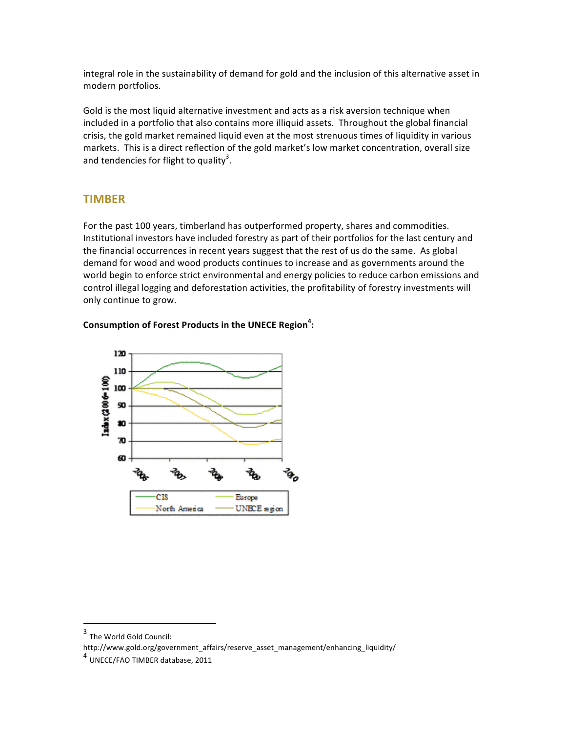integral role in the sustainability of demand for gold and the inclusion of this alternative asset in modern portfolios.

Gold is the most liquid alternative investment and acts as a risk aversion technique when included in a portfolio that also contains more illiquid assets. Throughout the global financial crisis, the gold market remained liquid even at the most strenuous times of liquidity in various markets. This is a direct reflection of the gold market's low market concentration, overall size and tendencies for flight to quality[3].

## TIMBER

For the past 100 years, timberland has outperformed property, shares and commodities. Institutional investors have included forestry as part of their portfolios for the last century and the financial occurrences in recent years suggest that the rest of us do the same. As global demand for wood and wood products continues to increase and as governments around the world begin to enforce strict environmental and energy policies to reduce carbon emissions and control illegal logging and deforestation activities, the profitability of forestry investments will only continue to grow.

**Consumption of Forest Products in the UNECE Region[4]:**

Index (2006=100)

120
110
100
90
80
70
60

2006
2007
2008
2009
2010

CIS
Europe
North America
UNECE region

---

[3] The World Gold Council: http://www.gold.org/government_affairs/reserve_asset_management/enhancing_liquidity/

[4] UNECE/FAO TIMBER database, 2011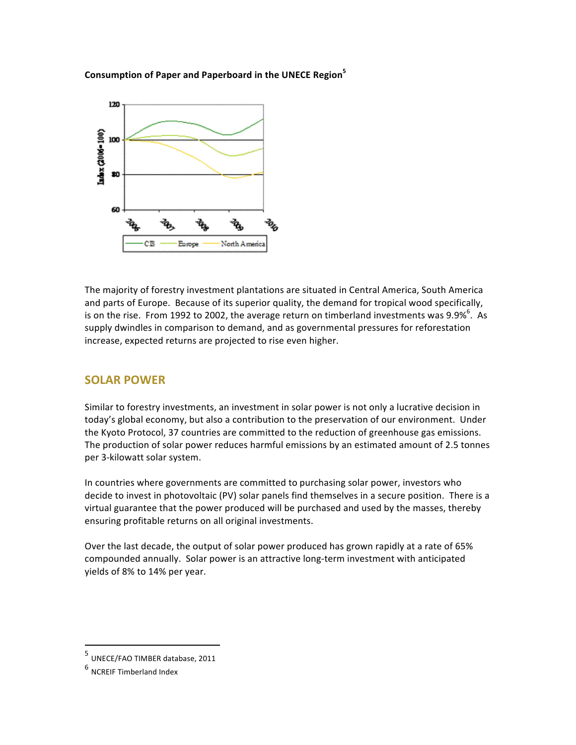**Consumption of Paper and Paperboard in the UNECE Region**[5]

120
100
80
60
Index (2006=100)
2006
2007
2008
2009
2010
CIS
Europe
North America

The majority of forestry investment plantations are situated in Central America, South America and parts of Europe. Because of its superior quality, the demand for tropical wood specifically, is on the rise. From 1992 to 2002, the average return on timberland investments was 9.9%[6]. As supply dwindles in comparison to demand, and as governmental pressures for reforestation increase, expected returns are projected to rise even higher.

## SOLAR POWER

Similar to forestry investments, an investment in solar power is not only a lucrative decision in today's global economy, but also a contribution to the preservation of our environment. Under the Kyoto Protocol, 37 countries are committed to the reduction of greenhouse gas emissions. The production of solar power reduces harmful emissions by an estimated amount of 2.5 tonnes per 3-kilowatt solar system.

In countries where governments are committed to purchasing solar power, investors who decide to invest in photovoltaic (PV) solar panels find themselves in a secure position. There is a virtual guarantee that the power produced will be purchased and used by the masses, thereby ensuring profitable returns on all original investments.

Over the last decade, the output of solar power produced has grown rapidly at a rate of 65% compounded annually. Solar power is an attractive long-term investment with anticipated yields of 8% to 14% per year.

---

[5] UNECE/FAO TIMBER database, 2011

[6] NCREIF Timberland Index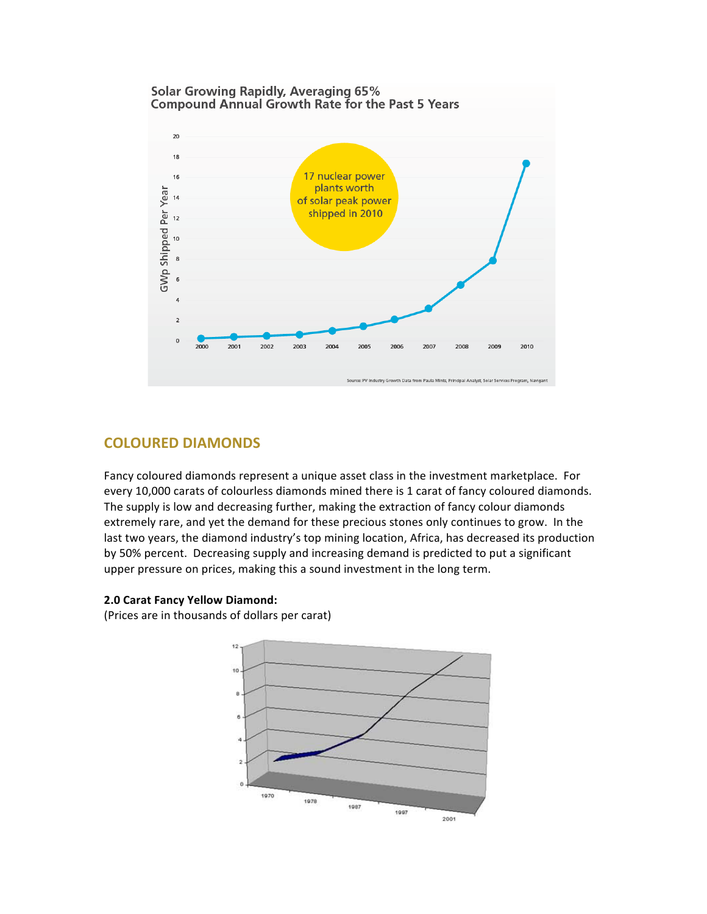Solar Growing Rapidly, Averaging 65% Compound Annual Growth Rate for the Past 5 Years

GWp Shipped Per Year

20
18
16
14
12
10
8
6
4
2
0

2000 2001 2002 2003 2004 2005 2006 2007 2008 2009 2010

17 nuclear power plants worth of solar peak power shipped in 2010

Source: PV Industry Growth Data from Paula Mints, Principal Analyst, Solar Services Program, Navigant

## COLOURED DIAMONDS

Fancy coloured diamonds represent a unique asset class in the investment marketplace. For every 10,000 carats of colourless diamonds mined there is 1 carat of fancy coloured diamonds. The supply is low and decreasing further, making the extraction of fancy colour diamonds extremely rare, and yet the demand for these precious stones only continues to grow. In the last two years, the diamond industry's top mining location, Africa, has decreased its production by 50% percent. Decreasing supply and increasing demand is predicted to put a significant upper pressure on prices, making this a sound investment in the long term.

**2.0 Carat Fancy Yellow Diamond:**
(Prices are in thousands of dollars per carat)

12
10
8
6
4
2
0

1970 1978 1987 1997 2001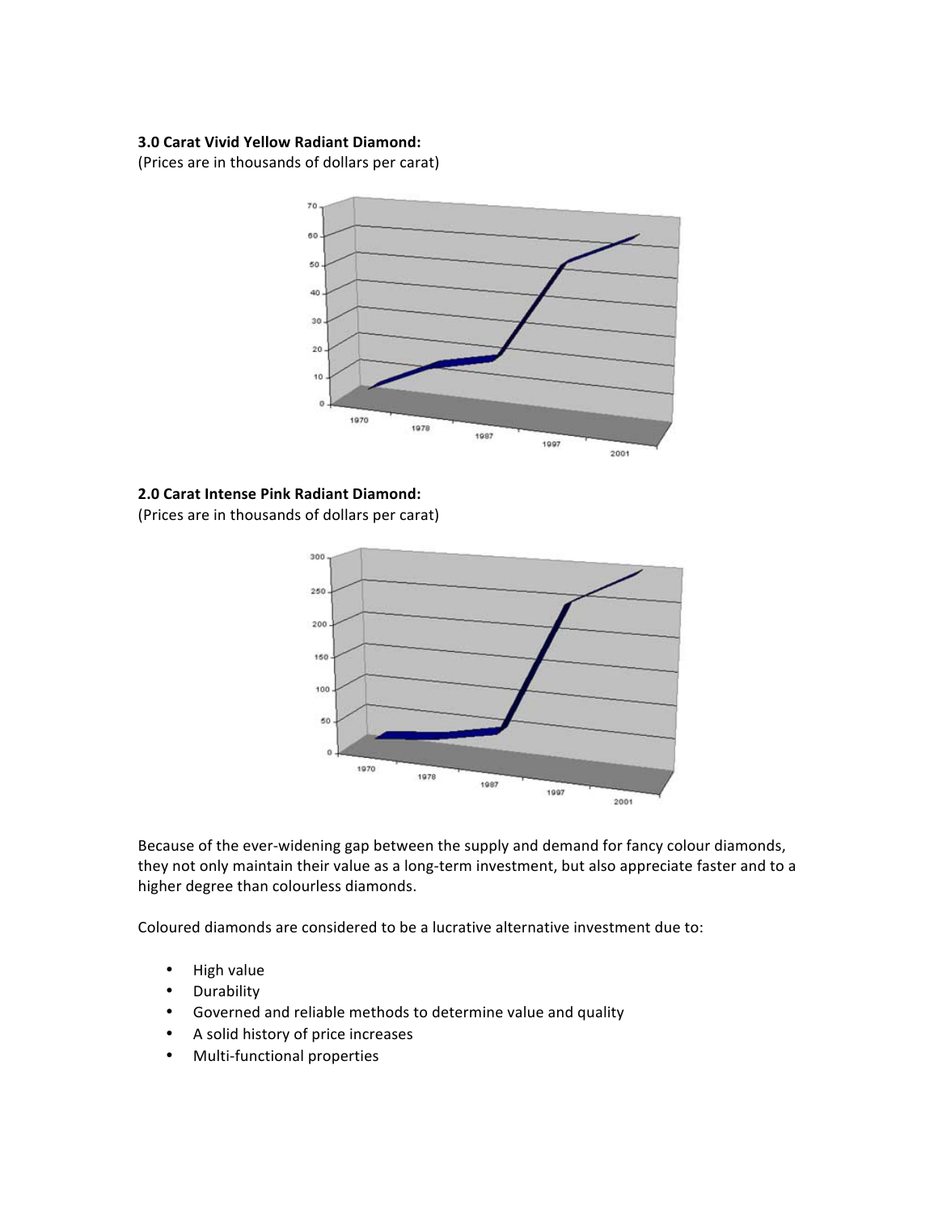**3.0 Carat Vivid Yellow Radiant Diamond:**
(Prices are in thousands of dollars per carat)

70
60
50
40
30
20
10
0
1970
1978
1987
1997
2001

**2.0 Carat Intense Pink Radiant Diamond:**
(Prices are in thousands of dollars per carat)

300
250
200
150
100
50
0
1970
1978
1987
1997
2001

Because of the ever-widening gap between the supply and demand for fancy colour diamonds, they not only maintain their value as a long-term investment, but also appreciate faster and to a higher degree than colourless diamonds.

Coloured diamonds are considered to be a lucrative alternative investment due to:

- High value
- Durability
- Governed and reliable methods to determine value and quality
- A solid history of price increases
- Multi-functional properties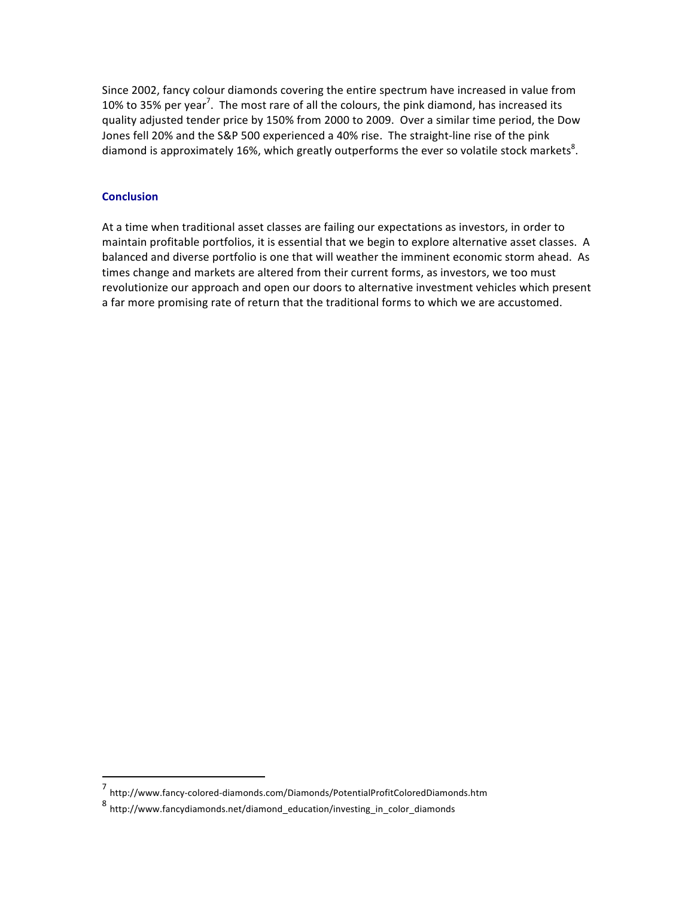Since 2002, fancy colour diamonds covering the entire spectrum have increased in value from 10% to 35% per year[7]. The most rare of all the colours, the pink diamond, has increased its quality adjusted tender price by 150% from 2000 to 2009. Over a similar time period, the Dow Jones fell 20% and the S&P 500 experienced a 40% rise. The straight-line rise of the pink diamond is approximately 16%, which greatly outperforms the ever so volatile stock markets[8].

## Conclusion

At a time when traditional asset classes are failing our expectations as investors, in order to maintain profitable portfolios, it is essential that we begin to explore alternative asset classes. A balanced and diverse portfolio is one that will weather the imminent economic storm ahead. As times change and markets are altered from their current forms, as investors, we too must revolutionize our approach and open our doors to alternative investment vehicles which present a far more promising rate of return that the traditional forms to which we are accustomed.

---

[7] http://www.fancy-colored-diamonds.com/Diamonds/PotentialProfitColoredDiamonds.htm

[8] http://www.fancydiamonds.net/diamond_education/investing_in_color_diamonds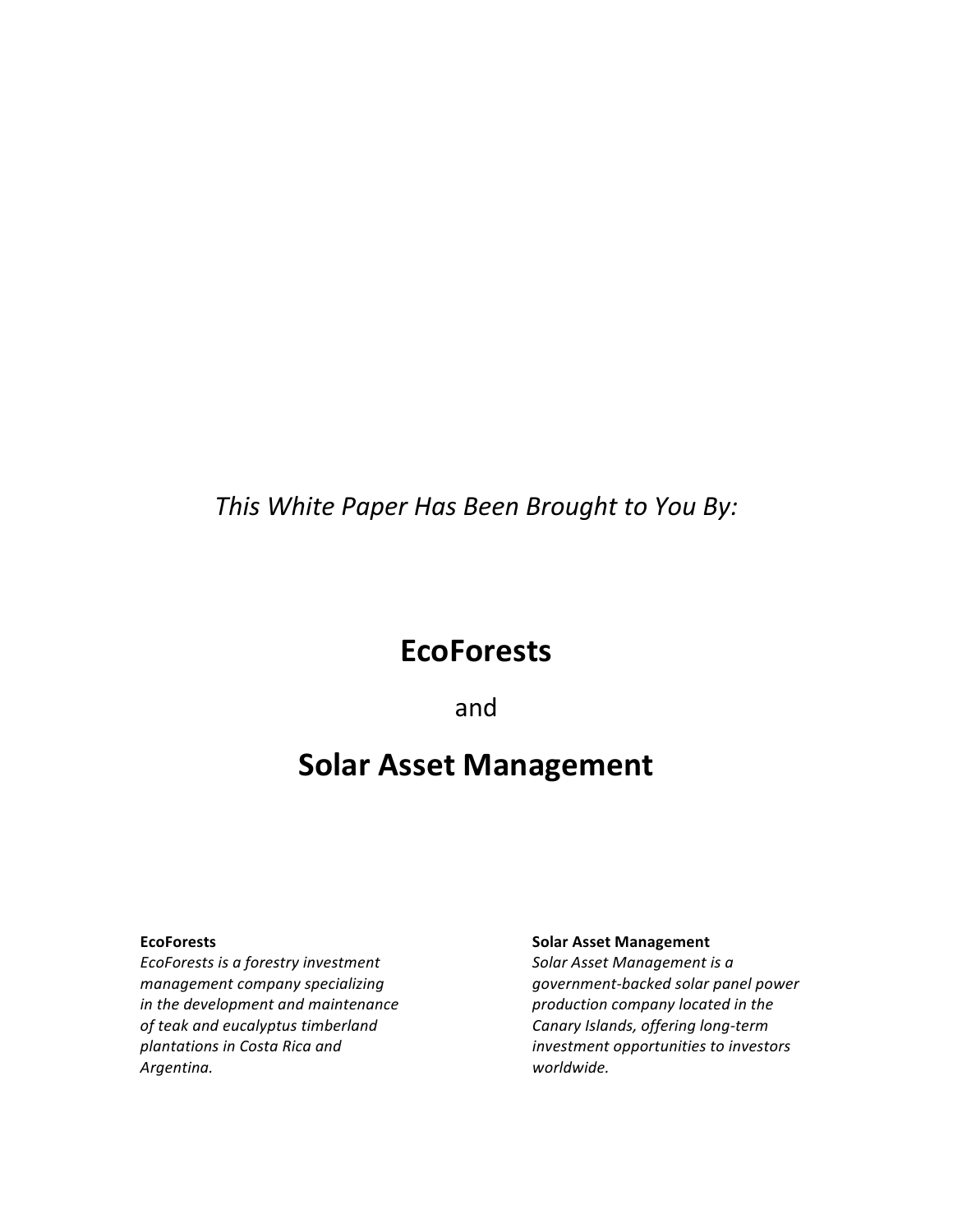*This White Paper Has Been Brought to You By:*

# EcoForests

and

# Solar Asset Management

**EcoForests**
*EcoForests is a forestry investment management company specializing in the development and maintenance of teak and eucalyptus timberland plantations in Costa Rica and Argentina.*

**Solar Asset Management**
*Solar Asset Management is a government-backed solar panel power production company located in the Canary Islands, offering long-term investment opportunities to investors worldwide.*